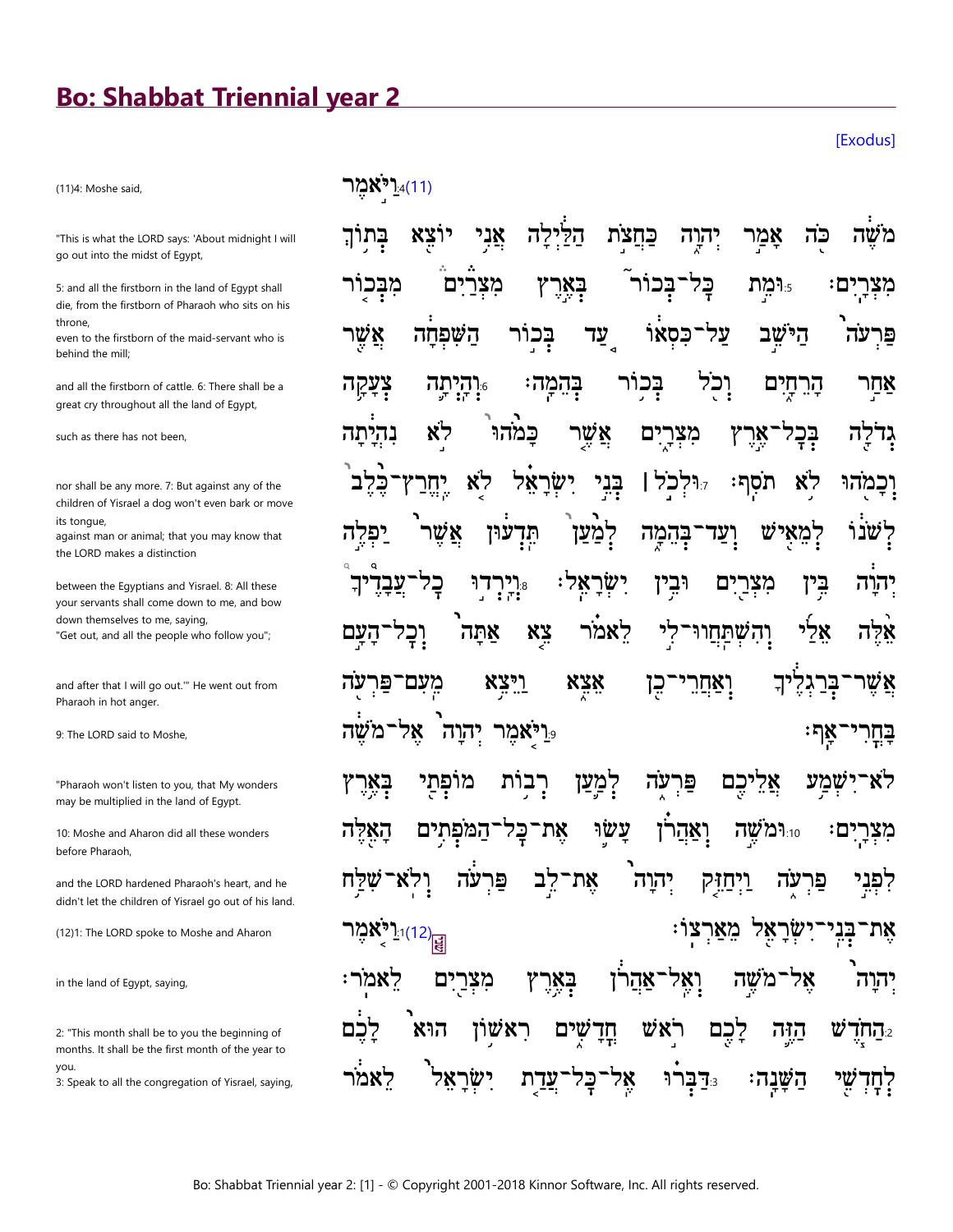# Bo: Shabbat Triennial year 2

[Exodus]

(11)4: Moshe said,

"This is what the LORD says: 'About midnight I will go out into the midst of Egypt,

5: and all the firstborn in the land of Egypt shall die, from the firstborn of Pharaoh who sits on his throne,
even to the firstborn of the maid-servant who is behind the mill;

and all the firstborn of cattle. 6: There shall be a great cry throughout all the land of Egypt,

such as there has not been,

nor shall be any more. 7: But against any of the children of Yisrael a dog won't even bark or move its tongue,
against man or animal; that you may know that the LORD makes a distinction

between the Egyptians and Yisrael. 8: All these your servants shall come down to me, and bow down themselves to me, saying,
"Get out, and all the people who follow you";

and after that I will go out.'" He went out from Pharaoh in hot anger.

9: The LORD said to Moshe,

"Pharaoh won't listen to you, that My wonders may be multiplied in the land of Egypt.

10: Moshe and Aharon did all these wonders before Pharaoh,

and the LORD hardened Pharaoh's heart, and he didn't let the children of Yisrael go out of his land.

(12)1: The LORD spoke to Moshe and Aharon

in the land of Egypt, saying,

2: "This month shall be to you the beginning of months. It shall be the first month of the year to you.
3: Speak to all the congregation of Yisrael, saying,

(11)4 וַיֹּאמֶר
מֹשֶׁה כֹּה אָמַר יְהוָה כַּחֲצֹת הַלַּיְלָה אֲנִי יוֹצֵא בְּתוֹךְ
מִצְרָיִם׃ 5 וּמֵת כָּל־בְּכוֹר בְּאֶרֶץ מִצְרַיִם מִבְּכוֹר
פַּרְעֹה הַיֹּשֵׁב עַל־כִּסְאוֹ עַד בְּכוֹר הַשִּׁפְחָה אֲשֶׁר
אַחַר הָרֵחָיִם וְכֹל בְּכוֹר בְּהֵמָה׃ 6 וְהָיְתָה צְעָקָה
גְדֹלָה בְּכָל־אֶרֶץ מִצְרָיִם אֲשֶׁר כָּמֹהוּ לֹא נִהְיָתָה
וְכָמֹהוּ לֹא תֹסִף׃ 7 וּלְכֹל ׀ בְּנֵי יִשְׂרָאֵל לֹא יֶחֱרַץ־כֶּלֶב
לְשֹׁנוֹ לְמֵאִישׁ וְעַד־בְּהֵמָה לְמַעַן תֵּדְעוּן אֲשֶׁר יַפְלֶה
יְהוָה בֵּין מִצְרַיִם וּבֵין יִשְׂרָאֵל׃ 8 וְיָרְדוּ כָל־עֲבָדֶיךָ
אֵלֶּה אֵלַי וְהִשְׁתַּחֲווּ־לִי לֵאמֹר צֵא אַתָּה וְכָל־הָעָם
אֲשֶׁר־בְּרַגְלֶיךָ וְאַחֲרֵי־כֵן אֵצֵא וַיֵּצֵא מֵעִם־פַּרְעֹה
בָּחֳרִי־אָף׃ 9 וַיֹּאמֶר יְהוָה אֶל־מֹשֶׁה
לֹא־יִשְׁמַע אֲלֵיכֶם פַּרְעֹה לְמַעַן רְבוֹת מוֹפְתַי בְּאֶרֶץ
מִצְרָיִם׃ 10 וּמֹשֶׁה וְאַהֲרֹן עָשׂוּ אֶת־כָּל־הַמֹּפְתִים הָאֵלֶּה
לִפְנֵי פַרְעֹה וַיְחַזֵּק יְהוָה אֶת־לֵב פַּרְעֹה וְלֹא־שִׁלַּח
אֶת־בְּנֵי־יִשְׂרָאֵל מֵאַרְצוֹ׃ (12)1 וַיֹּאמֶר
יְהוָה אֶל־מֹשֶׁה וְאֶל־אַהֲרֹן בְּאֶרֶץ מִצְרַיִם לֵאמֹר׃
2 הַחֹדֶשׁ הַזֶּה לָכֶם רֹאשׁ חֳדָשִׁים רִאשׁוֹן הוּא לָכֶם
לְחָדְשֵׁי הַשָּׁנָה׃ 3 דַּבְּרוּ אֶל־כָּל־עֲדַת יִשְׂרָאֵל לֵאמֹר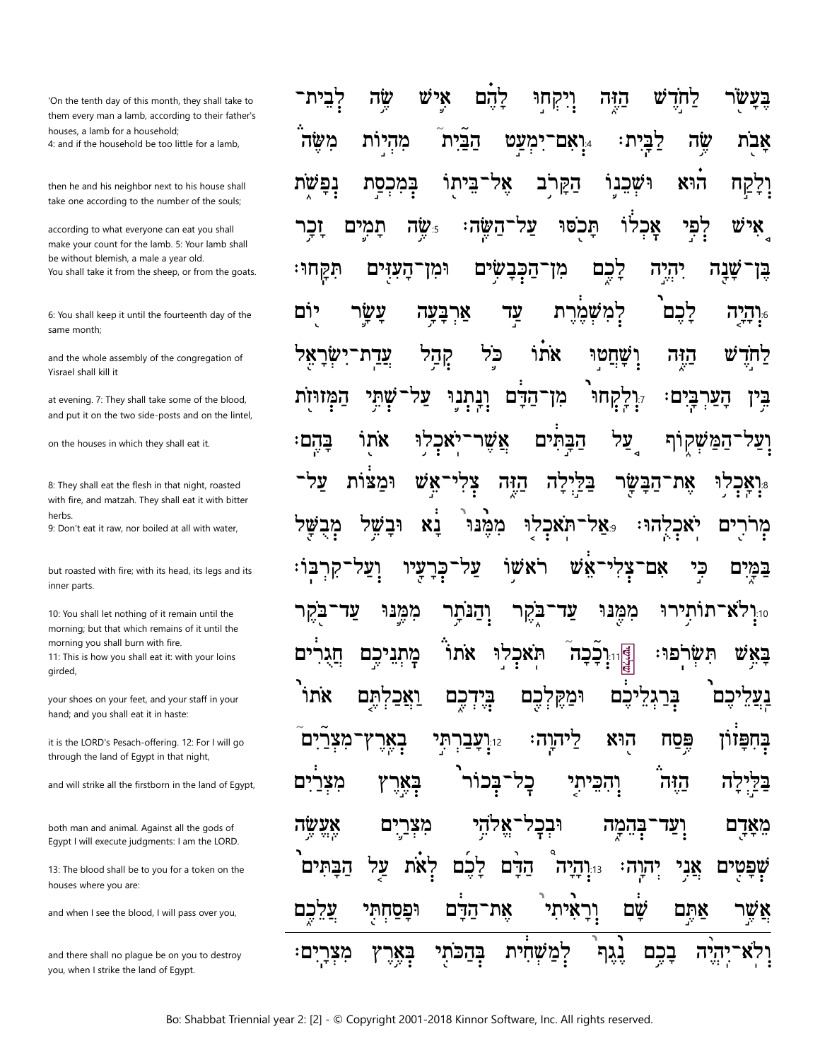| English | Hebrew |
| --- | --- |
| 'On the tenth day of this month, they shall take to them every man a lamb, according to their father's houses, a lamb for a household; 4: and if the household be too little for a lamb, | בֶּעָשֹׂר֙ לַחֹ֣דֶשׁ הַזֶּ֔ה וְיִקְח֣וּ לָהֶ֗ם אִ֛ישׁ שֶׂ֥ה לְבֵית־ אָבֹ֖ת שֶׂ֥ה לַבָּֽיִת׃ 4 וְאִם־יִמְעַ֣ט הַבַּ֘יִת֮ מִהְי֣וֹת מִשֶּׂה֒ |
| then he and his neighbor next to his house shall take one according to the number of the souls; | וְלָקַ֣ח ה֗וּא וּשְׁכֵנ֛וֹ הַקָּרֹ֥ב אֶל־בֵּית֖וֹ בְּמִכְסַ֣ת נְפָשֹׁ֑ת |
| according to what everyone can eat you shall make your count for the lamb. 5: Your lamb shall be without blemish, a male a year old. You shall take it from the sheep, or from the goats. | אִ֚ישׁ לְפִ֣י אָכְל֔וֹ תָּכֹ֖סּוּ עַל־הַשֶּֽׂה׃ 5 שֶׂ֥ה תָמִ֛ים זָכָ֥ר בֶּן־שָׁנָ֖ה יִהְיֶ֣ה לָכֶ֑ם מִן־הַכְּבָשִׂ֥ים וּמִן־הָעִזִּ֖ים תִּקָּֽחוּ׃ |
| 6: You shall keep it until the fourteenth day of the same month; | 6 וְהָיָ֤ה לָכֶם֙ לְמִשְׁמֶ֔רֶת עַ֣ד אַרְבָּעָ֥ה עָשָׂ֛ר י֖וֹם |
| and the whole assembly of the congregation of Yisrael shall kill it | לַחֹ֣דֶשׁ הַזֶּ֑ה וְשָׁחֲט֣וּ אֹת֗וֹ כֹּ֛ל קְהַ֥ל עֲדַת־יִשְׂרָאֵ֖ל |
| at evening. 7: They shall take some of the blood, and put it on the two side-posts and on the lintel, | בֵּ֥ין הָעַרְבָּֽיִם׃ 7 וְלָֽקְחוּ֙ מִן־הַדָּ֔ם וְנָתְנ֛וּ עַל־שְׁתֵּ֥י הַמְּזוּזֹ֖ת |
| on the houses in which they shall eat it. | וְעַל־הַמַּשְׁק֑וֹף עַ֚ל הַבָּ֣תִּ֔ים אֲשֶׁר־יֹאכְל֥וּ אֹת֖וֹ בָּהֶֽם׃ |
| 8: They shall eat the flesh in that night, roasted with fire, and matzah. They shall eat it with bitter herbs. 9: Don't eat it raw, nor boiled at all with water, | 8 וְאָכְל֥וּ אֶת־הַבָּשָׂ֖ר בַּלַּ֣יְלָה הַזֶּ֑ה צְלִי־אֵ֣שׁ וּמַצּ֔וֹת עַל־ מְרֹרִ֖ים יֹאכְלֻֽהוּ׃ 9 אַל־תֹּאכְל֤וּ מִמֶּ֙נּוּ֙ נָ֔א וּבָשֵׁ֥ל מְבֻשָּׁ֖ל |
| but roasted with fire; with its head, its legs and its inner parts. | בַּמָּ֑יִם כִּ֣י אִם־צְלִי־אֵ֔שׁ רֹאשׁ֥וֹ עַל־כְּרָעָ֖יו וְעַל־קִרְבּֽוֹ׃ |
| 10: You shall let nothing of it remain until the morning; but that which remains of it until the morning you shall burn with fire. 11: This is how you shall eat it: with your loins girded, | 10 וְלֹא־תוֹתִ֥ירוּ מִמֶּ֖נּוּ עַד־בֹּ֑קֶר וְהַנֹּתָ֥ר מִמֶּ֛נּוּ עַד־בֹּ֖קֶר בָּאֵ֥שׁ תִּשְׂרֹֽפוּ׃ 11 וְכָ֘כָה֮ תֹּאכְל֣וּ אֹתוֹ֒ מָתְנֵיכֶ֣ם חֲגֻרִ֔ים |
| your shoes on your feet, and your staff in your hand; and you shall eat it in haste: | נַֽעֲלֵיכֶם֙ בְּרַגְלֵיכֶ֔ם וּמַקֶּלְכֶ֖ם בְּיֶדְכֶ֑ם וַאֲכַלְתֶּ֤ם אֹתוֹ֙ |
| it is the LORD's Pesach-offering. 12: For I will go through the land of Egypt in that night, | בְּחִפָּז֔וֹן פֶּ֥סַח ה֖וּא לַֽיהוָֽה׃ 12 וְעָבַרְתִּ֣י בְאֶֽרֶץ־מִצְרַיִם֮ |
| and will strike all the firstborn in the land of Egypt, | בַּלַּ֣יְלָה הַזֶּה֒ וְהִכֵּיתִ֤י כָל־בְּכוֹר֙ בְּאֶ֣רֶץ מִצְרַ֔יִם |
| both man and animal. Against all the gods of Egypt I will execute judgments: I am the LORD. | מֵאָדָ֖ם וְעַד־בְּהֵמָ֑ה וּבְכָל־אֱלֹהֵ֥י מִצְרַ֛יִם אֶֽעֱשֶׂ֥ה |
| 13: The blood shall be to you for a token on the houses where you are: | שְׁפָטִ֖ים אֲנִ֥י יְהוָֽה׃ 13 וְהָיָה֩ הַדָּ֨ם לָכֶ֜ם לְאֹ֗ת עַ֤ל הַבָּתִּים֙ |
| and when I see the blood, I will pass over you, | אֲשֶׁ֣ר אַתֶּ֣ם שָׁ֔ם וְרָאִ֙יתִי֙ אֶת־הַדָּ֔ם וּפָסַחְתִּ֖י עֲלֵכֶ֑ם |
| and there shall no plague be on you to destroy you, when I strike the land of Egypt. | וְלֹא־יִהְיֶ֨ה בָכֶ֥ם נֶ֙גֶף֙ לְמַשְׁחִ֔ית בְּהַכֹּתִ֖י בְּאֶ֥רֶץ מִצְרָֽיִם׃ |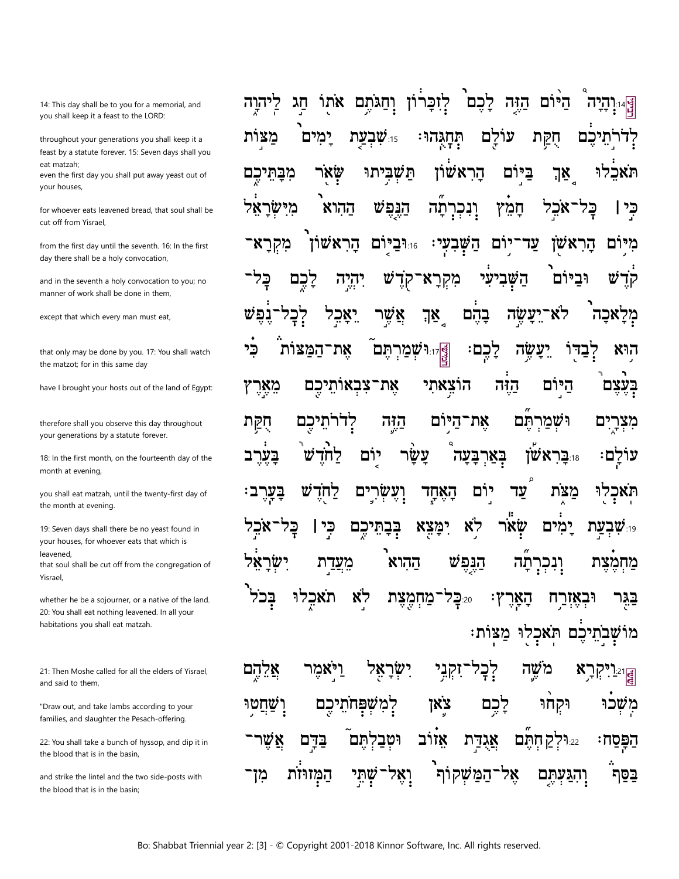14: This day shall be to you for a memorial, and you shall keep it a feast to the LORD:

throughout your generations you shall keep it a feast by a statute forever. 15: Seven days shall you eat matzah;

even the first day you shall put away yeast out of your houses,

for whoever eats leavened bread, that soul shall be cut off from Yisrael,

from the first day until the seventh. 16: In the first day there shall be a holy convocation,

and in the seventh a holy convocation to you; no manner of work shall be done in them,

except that which every man must eat,

that only may be done by you. 17: You shall watch the matzot; for in this same day

have I brought your hosts out of the land of Egypt:

therefore shall you observe this day throughout your generations by a statute forever.

18: In the first month, on the fourteenth day of the month at evening,

you shall eat matzah, until the twenty-first day of the month at evening.

19: Seven days shall there be no yeast found in your houses, for whoever eats that which is leavened,

that soul shall be cut off from the congregation of Yisrael,

whether he be a sojourner, or a native of the land. 20: You shall eat nothing leavened. In all your habitations you shall eat matzah.

21: Then Moshe called for all the elders of Yisrael, and said to them,

"Draw out, and take lambs according to your families, and slaughter the Pesach-offering.

22: You shall take a bunch of hyssop, and dip it in the blood that is in the basin,

and strike the lintel and the two side-posts with the blood that is in the basin;

14 וְהָיָה֩ הַיּ֨וֹם הַזֶּ֤ה לָכֶם֙ לְזִכָּר֔וֹן וְחַגֹּתֶ֥ם אֹת֖וֹ חַ֣ג לַיהוָ֑ה לְדֹרֹ֣תֵיכֶ֔ם חֻקַּ֥ת עוֹלָ֖ם תְּחָגֻּֽהוּ׃ 15 שִׁבְעַ֤ת יָמִים֙ מַצּ֣וֹת תֹּאכֵ֔לוּ אַ֚ךְ בַּיּ֣וֹם הָֽרִאשׁ֔וֹן תַּשְׁבִּ֥יתוּ שְּׂאֹ֖ר מִבָּתֵּיכֶ֑ם כִּ֣י ׀ כָּל־אֹכֵ֣ל חָמֵ֗ץ וְנִכְרְתָ֞ה הַנֶּ֤פֶשׁ הַהִוא֙ מִיִּשְׂרָאֵ֔ל מִיּ֥וֹם הָרִאשֹׁ֖ן עַד־י֥וֹם הַשְּׁבִעִֽי׃ 16 וּבַיּ֤וֹם הָרִאשׁוֹן֙ מִקְרָא־קֹ֔דֶשׁ וּבַיּוֹם֙ הַשְּׁבִיעִ֔י מִקְרָא־קֹ֖דֶשׁ יִהְיֶ֣ה לָכֶ֑ם כָּל־מְלָאכָה֙ לֹא־יֵעָשֶׂ֣ה בָהֶ֔ם אַ֚ךְ אֲשֶׁ֣ר יֵאָכֵ֣ל לְכָל־נֶ֔פֶשׁ ה֥וּא לְבַדּ֖וֹ יֵעָשֶׂ֥ה לָכֶֽם׃ 17 וּשְׁמַרְתֶּם֮ אֶת־הַמַּצּוֹת֒ כִּ֗י בְּעֶ֙צֶם֙ הַיּ֣וֹם הַזֶּ֔ה הוֹצֵ֥אתִי אֶת־צִבְאוֹתֵיכֶ֖ם מֵאֶ֣רֶץ מִצְרָ֑יִם וּשְׁמַרְתֶּ֞ם אֶת־הַיּ֥וֹם הַזֶּ֛ה לְדֹרֹתֵיכֶ֖ם חֻקַּ֥ת עוֹלָֽם׃ 18 בָּרִאשֹׁ֡ן בְּאַרְבָּעָה֩ עָשָׂ֨ר י֤וֹם לַחֹ֙דֶשׁ֙ בָּעֶ֔רֶב תֹּאכְל֖וּ מַצֹּ֑ת עַ֠ד י֣וֹם הָאֶחָ֧ד וְעֶשְׂרִ֛ים לַחֹ֖דֶשׁ בָּעָֽרֶב׃ 19 שִׁבְעַ֣ת יָמִ֔ים שְׂאֹ֕ר לֹ֥א יִמָּצֵ֖א בְּבָתֵּיכֶ֑ם כִּ֣י ׀ כָּל־אֹכֵ֣ל מַחְמֶ֗צֶת וְנִכְרְתָ֞ה הַנֶּ֤פֶשׁ הַהִוא֙ מֵעֲדַ֣ת יִשְׂרָאֵ֔ל בַּגֵּ֖ר וּבְאֶזְרַ֥ח הָאָֽרֶץ׃ 20 כָּל־מַחְמֶ֖צֶת לֹ֣א תֹאכֵ֑לוּ בְּכֹל֙ מוֹשְׁבֹ֣תֵיכֶ֔ם תֹּאכְל֖וּ מַצּֽוֹת׃

21 וַיִּקְרָ֥א מֹשֶׁ֛ה לְכָל־זִקְנֵ֥י יִשְׂרָאֵ֖ל וַיֹּ֣אמֶר אֲלֵהֶ֑ם מִֽשְׁכ֗וּ וּקְח֨וּ לָכֶ֥ם צֹ֛אן לְמִשְׁפְּחֹתֵיכֶ֖ם וְשַׁחֲט֥וּ הַפָּֽסַח׃ 22 וּלְקַחְתֶּ֞ם אֲגֻדַּ֣ת אֵז֗וֹב וּטְבַלְתֶּם֮ בַּדָּ֣ם אֲשֶׁר־בַּסַּף֒ וְהִגַּעְתֶּ֤ם אֶל־הַמַּשְׁקוֹף֙ וְאֶל־שְׁתֵּ֣י הַמְּזוּזֹ֔ת מִן־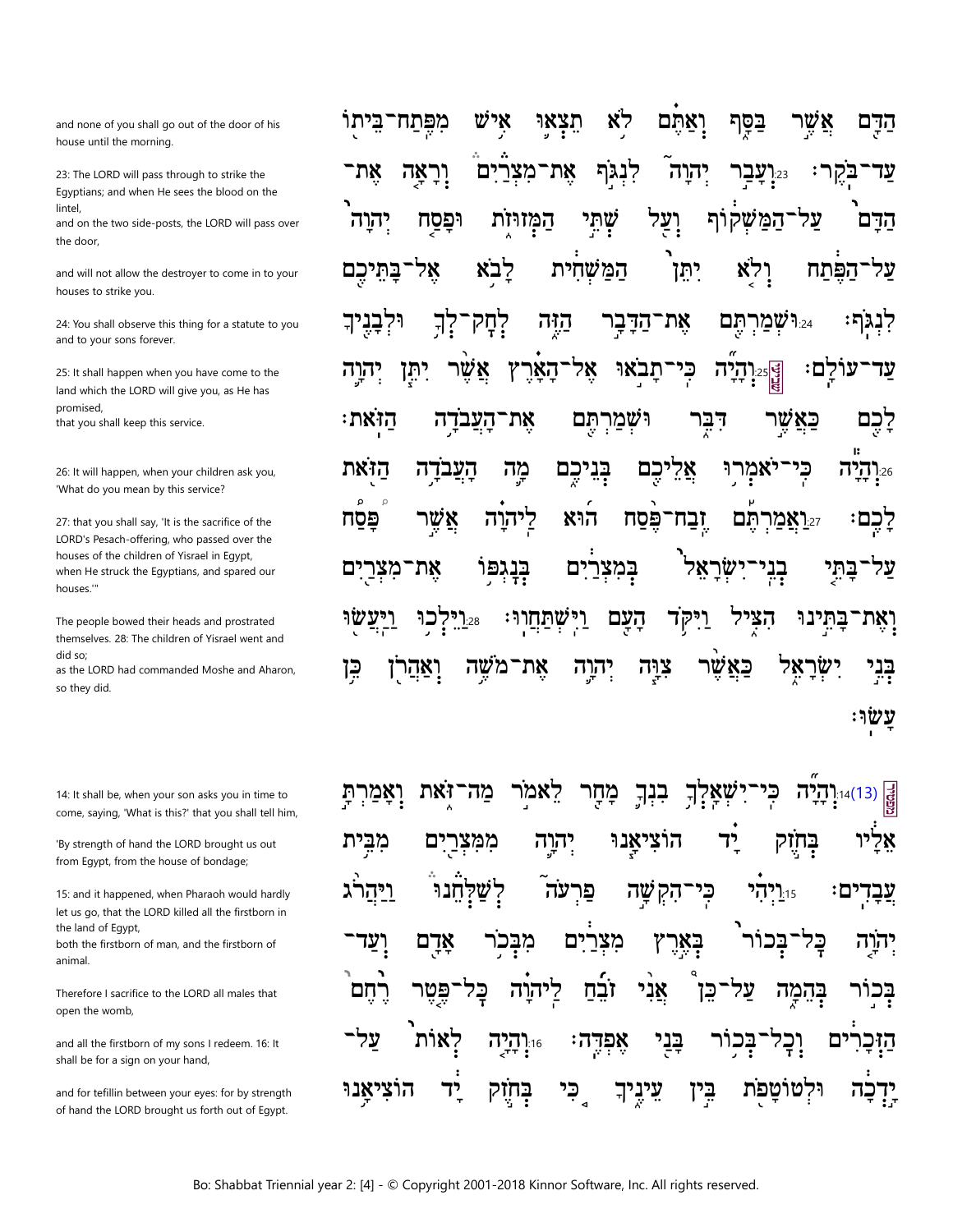הַדָּם אֲשֶׁר בַּסַּף וְאַתֶּם לֹא תֵצְאוּ אִישׁ מִפֶּתַח־בֵּיתוֹ עַד־בֹּקֶר׃ 23 וְעָבַר יְהוָה לִנְגֹּף אֶת־מִצְרַיִם וְרָאָה אֶת־הַדָּם עַל־הַמַּשְׁקוֹף וְעַל שְׁתֵּי הַמְּזוּזֹת וּפָסַח יְהוָה עַל־הַפֶּתַח וְלֹא יִתֵּן הַמַּשְׁחִית לָבֹא אֶל־בָּתֵּיכֶם לִנְגֹּף׃ 24 וּשְׁמַרְתֶּם אֶת־הַדָּבָר הַזֶּה לְחָק־לְךָ וּלְבָנֶיךָ עַד־עוֹלָם׃ 25 וְהָיָה כִּי־תָבֹאוּ אֶל־הָאָרֶץ אֲשֶׁר יִתֵּן יְהוָה לָכֶם כַּאֲשֶׁר דִּבֵּר וּשְׁמַרְתֶּם אֶת־הָעֲבֹדָה הַזֹּאת׃ 26 וְהָיָה כִּי־יֹאמְרוּ אֲלֵיכֶם בְּנֵיכֶם מָה הָעֲבֹדָה הַזֹּאת לָכֶם׃ 27 וַאֲמַרְתֶּם זֶבַח־פֶּסַח הוּא לַיהוָה אֲשֶׁר פָּסַח עַל־בָּתֵּי בְנֵי־יִשְׂרָאֵל בְּמִצְרַיִם בְּנָגְפּוֹ אֶת־מִצְרַיִם וְאֶת־בָּתֵּינוּ הִצִּיל וַיִּקֹּד הָעָם וַיִּשְׁתַּחֲווּ׃ 28 וַיֵּלְכוּ וַיַּעֲשׂוּ בְּנֵי יִשְׂרָאֵל כַּאֲשֶׁר צִוָּה יְהוָה אֶת־מֹשֶׁה וְאַהֲרֹן כֵּן עָשׂוּ׃

and none of you shall go out of the door of his house until the morning.

23: The LORD will pass through to strike the Egyptians; and when He sees the blood on the lintel, and on the two side-posts, the LORD will pass over the door,

and will not allow the destroyer to come in to your houses to strike you.

24: You shall observe this thing for a statute to you and to your sons forever.

25: It shall happen when you have come to the land which the LORD will give you, as He has promised, that you shall keep this service.

26: It will happen, when your children ask you, 'What do you mean by this service?

27: that you shall say, 'It is the sacrifice of the LORD's Pesach-offering, who passed over the houses of the children of Yisrael in Egypt, when He struck the Egyptians, and spared our houses.'"

The people bowed their heads and prostrated themselves. 28: The children of Yisrael went and did so; as the LORD had commanded Moshe and Aharon, so they did.

(13) 14 וְהָיָה כִּי־יִשְׁאָלְךָ בִנְךָ מָחָר לֵאמֹר מַה־זֹּאת וְאָמַרְתָּ אֵלָיו בְּחֹזֶק יָד הוֹצִיאָנוּ יְהוָה מִמִּצְרַיִם מִבֵּית עֲבָדִים׃ 15 וַיְהִי כִּי־הִקְשָׁה פַרְעֹה לְשַׁלְּחֵנוּ וַיַּהֲרֹג יְהוָה כָּל־בְּכוֹר בְּאֶרֶץ מִצְרַיִם מִבְּכֹר אָדָם וְעַד־בְּכוֹר בְּהֵמָה עַל־כֵּן אֲנִי זֹבֵחַ לַיהוָה כָּל־פֶּטֶר רֶחֶם הַזְּכָרִים וְכָל־בְּכוֹר בָּנַי אֶפְדֶּה׃ 16 וְהָיָה לְאוֹת עַל־יָדְכָה וּלְטוֹטָפֹת בֵּין עֵינֶיךָ כִּי בְּחֹזֶק יָד הוֹצִיאָנוּ

14: It shall be, when your son asks you in time to come, saying, 'What is this?' that you shall tell him,

'By strength of hand the LORD brought us out from Egypt, from the house of bondage;

15: and it happened, when Pharaoh would hardly let us go, that the LORD killed all the firstborn in the land of Egypt, both the firstborn of man, and the firstborn of animal.

Therefore I sacrifice to the LORD all males that open the womb,

and all the firstborn of my sons I redeem. 16: It shall be for a sign on your hand,

and for tefillin between your eyes: for by strength of hand the LORD brought us forth out of Egypt.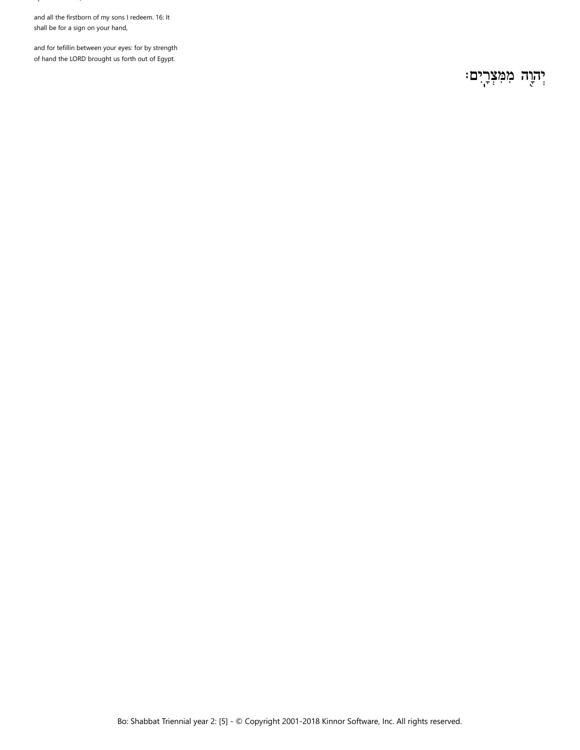and all the firstborn of my sons I redeem. 16: It shall be for a sign on your hand,

and for tefillin between your eyes: for by strength of hand the LORD brought us forth out of Egypt.

יְהוָ֖ה מִמִּצְרָֽיִם׃